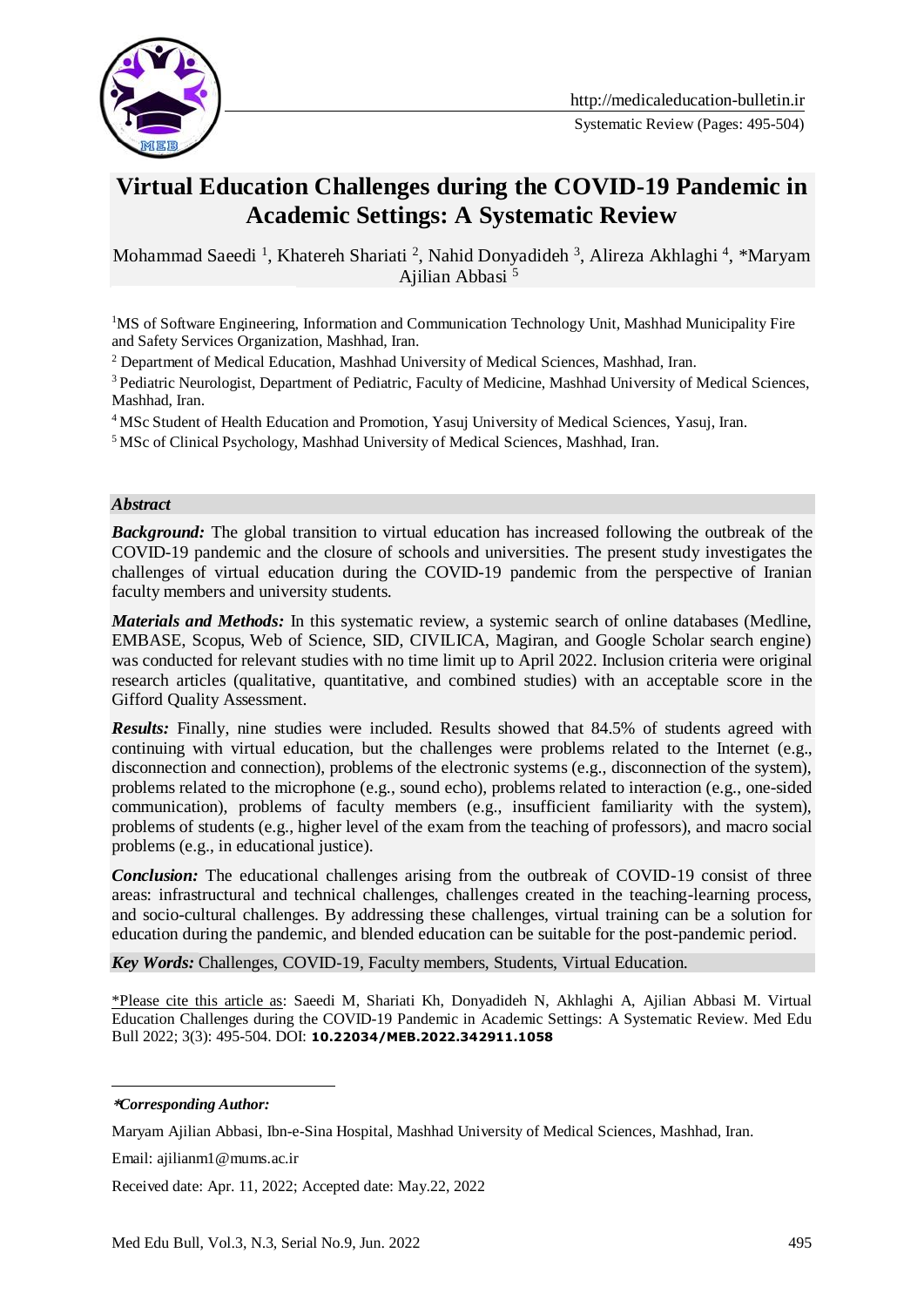# Virtual Education Challenges during the COVID-19 Pandemic in Academic Settings: A Systematic Review

Mohammad Saeedi [1], Khatereh Shariati [2], Nahid Donyadideh [3], Alireza Akhlaghi [4], *Maryam Ajilian Abbasi [5]

[1]MS of Software Engineering, Information and Communication Technology Unit, Mashhad Municipality Fire and Safety Services Organization, Mashhad, Iran.

[2] Department of Medical Education, Mashhad University of Medical Sciences, Mashhad, Iran.

[3] Pediatric Neurologist, Department of Pediatric, Faculty of Medicine, Mashhad University of Medical Sciences, Mashhad, Iran.

[4] MSc Student of Health Education and Promotion, Yasuj University of Medical Sciences, Yasuj, Iran.

[5] MSc of Clinical Psychology, Mashhad University of Medical Sciences, Mashhad, Iran.

## *Abstract*

***Background:*** The global transition to virtual education has increased following the outbreak of the COVID-19 pandemic and the closure of schools and universities. The present study investigates the challenges of virtual education during the COVID-19 pandemic from the perspective of Iranian faculty members and university students.

***Materials and Methods:*** In this systematic review, a systemic search of online databases (Medline, EMBASE, Scopus, Web of Science, SID, CIVILICA, Magiran, and Google Scholar search engine) was conducted for relevant studies with no time limit up to April 2022. Inclusion criteria were original research articles (qualitative, quantitative, and combined studies) with an acceptable score in the Gifford Quality Assessment.

***Results:*** Finally, nine studies were included. Results showed that 84.5% of students agreed with continuing with virtual education, but the challenges were problems related to the Internet (e.g., disconnection and connection), problems of the electronic systems (e.g., disconnection of the system), problems related to the microphone (e.g., sound echo), problems related to interaction (e.g., one-sided communication), problems of faculty members (e.g., insufficient familiarity with the system), problems of students (e.g., higher level of the exam from the teaching of professors), and macro social problems (e.g., in educational justice).

***Conclusion:*** The educational challenges arising from the outbreak of COVID-19 consist of three areas: infrastructural and technical challenges, challenges created in the teaching-learning process, and socio-cultural challenges. By addressing these challenges, virtual training can be a solution for education during the pandemic, and blended education can be suitable for the post-pandemic period.

***Key Words:*** Challenges, COVID-19, Faculty members, Students, Virtual Education.

*Please cite this article as: Saeedi M, Shariati Kh, Donyadideh N, Akhlaghi A, Ajilian Abbasi M. Virtual Education Challenges during the COVID-19 Pandemic in Academic Settings: A Systematic Review. Med Edu Bull 2022; 3(3): 495-504. DOI: **10.22034/MEB.2022.342911.1058**

---

****Corresponding Author:***

Maryam Ajilian Abbasi, Ibn-e-Sina Hospital, Mashhad University of Medical Sciences, Mashhad, Iran.

Email: ajilianm1@mums.ac.ir

Received date: Apr. 11, 2022; Accepted date: May.22, 2022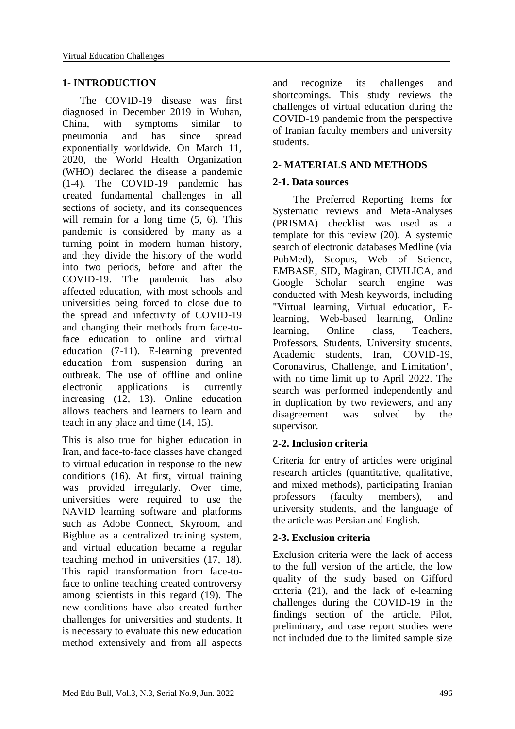## 1- INTRODUCTION

The COVID-19 disease was first diagnosed in December 2019 in Wuhan, China, with symptoms similar to pneumonia and has since spread exponentially worldwide. On March 11, 2020, the World Health Organization (WHO) declared the disease a pandemic (1-4). The COVID-19 pandemic has created fundamental challenges in all sections of society, and its consequences will remain for a long time (5, 6). This pandemic is considered by many as a turning point in modern human history, and they divide the history of the world into two periods, before and after the COVID-19. The pandemic has also affected education, with most schools and universities being forced to close due to the spread and infectivity of COVID-19 and changing their methods from face-to-face education to online and virtual education (7-11). E-learning prevented education from suspension during an outbreak. The use of offline and online electronic applications is currently increasing (12, 13). Online education allows teachers and learners to learn and teach in any place and time (14, 15).

This is also true for higher education in Iran, and face-to-face classes have changed to virtual education in response to the new conditions (16). At first, virtual training was provided irregularly. Over time, universities were required to use the NAVID learning software and platforms such as Adobe Connect, Skyroom, and Bigblue as a centralized training system, and virtual education became a regular teaching method in universities (17, 18). This rapid transformation from face-to-face to online teaching created controversy among scientists in this regard (19). The new conditions have also created further challenges for universities and students. It is necessary to evaluate this new education method extensively and from all aspects and recognize its challenges and shortcomings. This study reviews the challenges of virtual education during the COVID-19 pandemic from the perspective of Iranian faculty members and university students.

## 2- MATERIALS AND METHODS

### 2-1. Data sources

The Preferred Reporting Items for Systematic reviews and Meta-Analyses (PRISMA) checklist was used as a template for this review (20). A systemic search of electronic databases Medline (via PubMed), Scopus, Web of Science, EMBASE, SID, Magiran, CIVILICA, and Google Scholar search engine was conducted with Mesh keywords, including "Virtual learning, Virtual education, E-learning, Web-based learning, Online learning, Online class, Teachers, Professors, Students, University students, Academic students, Iran, COVID-19, Coronavirus, Challenge, and Limitation", with no time limit up to April 2022. The search was performed independently and in duplication by two reviewers, and any disagreement was solved by the supervisor.

### 2-2. Inclusion criteria

Criteria for entry of articles were original research articles (quantitative, qualitative, and mixed methods), participating Iranian professors (faculty members), and university students, and the language of the article was Persian and English.

### 2-3. Exclusion criteria

Exclusion criteria were the lack of access to the full version of the article, the low quality of the study based on Gifford criteria (21), and the lack of e-learning challenges during the COVID-19 in the findings section of the article. Pilot, preliminary, and case report studies were not included due to the limited sample size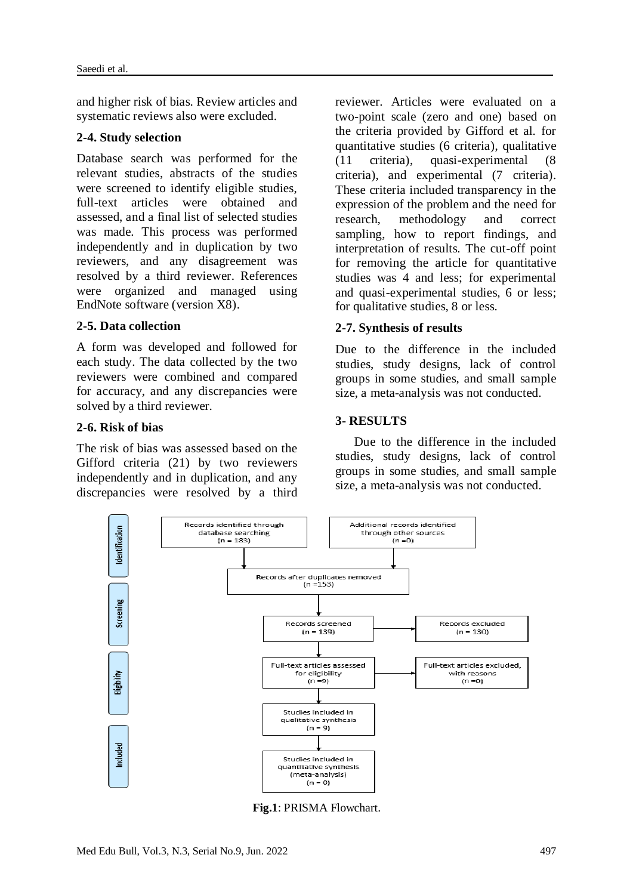and higher risk of bias. Review articles and systematic reviews also were excluded.

### 2-4. Study selection

Database search was performed for the relevant studies, abstracts of the studies were screened to identify eligible studies, full-text articles were obtained and assessed, and a final list of selected studies was made. This process was performed independently and in duplication by two reviewers, and any disagreement was resolved by a third reviewer. References were organized and managed using EndNote software (version X8).

### 2-5. Data collection

A form was developed and followed for each study. The data collected by the two reviewers were combined and compared for accuracy, and any discrepancies were solved by a third reviewer.

### 2-6. Risk of bias

The risk of bias was assessed based on the Gifford criteria (21) by two reviewers independently and in duplication, and any discrepancies were resolved by a third reviewer. Articles were evaluated on a two-point scale (zero and one) based on the criteria provided by Gifford et al. for quantitative studies (6 criteria), qualitative (11 criteria), quasi-experimental (8 criteria), and experimental (7 criteria). These criteria included transparency in the expression of the problem and the need for research, methodology and correct sampling, how to report findings, and interpretation of results. The cut-off point for removing the article for quantitative studies was 4 and less; for experimental and quasi-experimental studies, 6 or less; for qualitative studies, 8 or less.

### 2-7. Synthesis of results

Due to the difference in the included studies, study designs, lack of control groups in some studies, and small sample size, a meta-analysis was not conducted.

## 3- RESULTS

Due to the difference in the included studies, study designs, lack of control groups in some studies, and small sample size, a meta-analysis was not conducted.

**Identification**
- Records identified through database searching (n = 183)
- Additional records identified through other sources (n =0)
- Records after duplicates removed (n =153)

**Screening**
- Records screened (n = 139)
- Records excluded (n = 130)

**Eligibility**
- Full-text articles assessed for eligibility (n =9)
- Full-text articles excluded, with reasons (n =0)

**Included**
- Studies included in qualitative synthesis (n = 9)
- Studies included in quantitative synthesis (meta-analysis) (n = 0)

**Fig.1**: PRISMA Flowchart.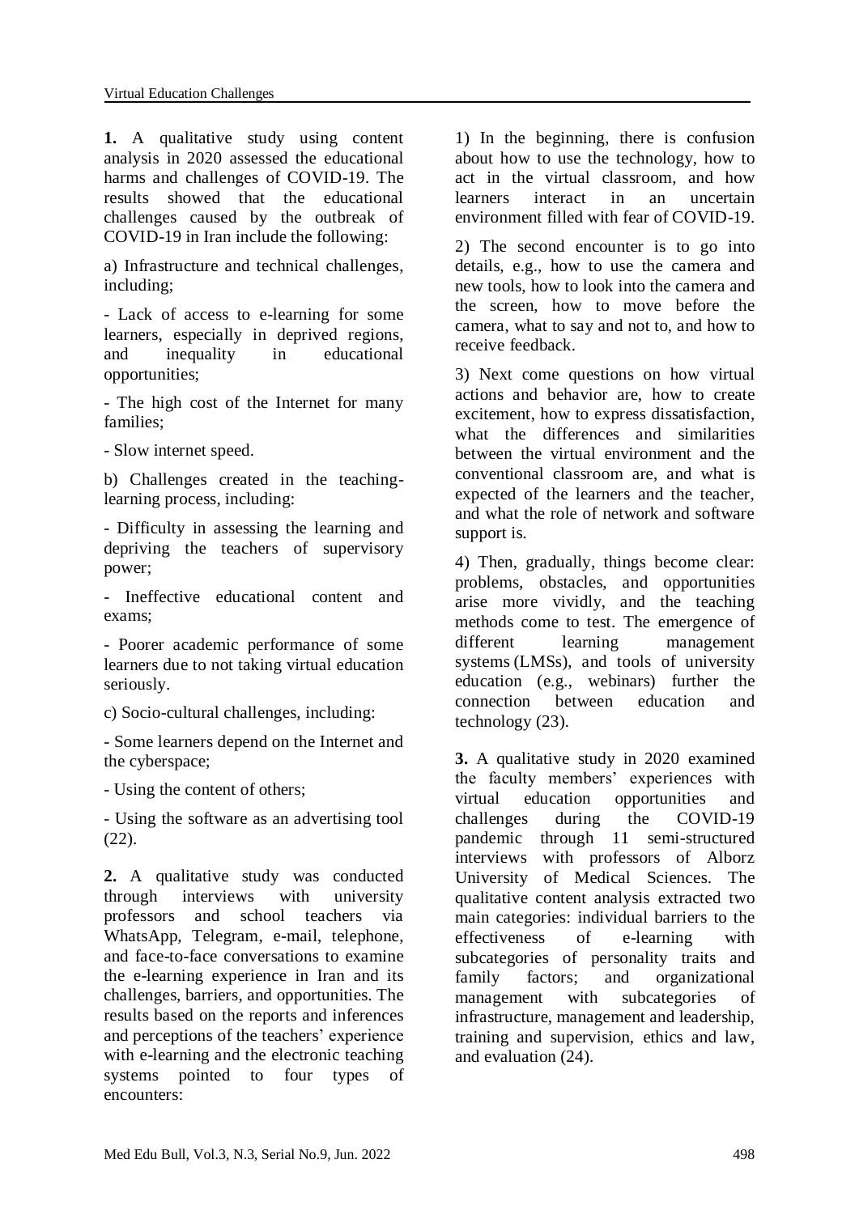**1.** A qualitative study using content analysis in 2020 assessed the educational harms and challenges of COVID-19. The results showed that the educational challenges caused by the outbreak of COVID-19 in Iran include the following:

a) Infrastructure and technical challenges, including;

- Lack of access to e-learning for some learners, especially in deprived regions, and inequality in educational opportunities;
- The high cost of the Internet for many families;
- Slow internet speed.

b) Challenges created in the teaching-learning process, including:

- Difficulty in assessing the learning and depriving the teachers of supervisory power;
- Ineffective educational content and exams;
- Poorer academic performance of some learners due to not taking virtual education seriously.

c) Socio-cultural challenges, including:

- Some learners depend on the Internet and the cyberspace;
- Using the content of others;
- Using the software as an advertising tool (22).

**2.** A qualitative study was conducted through interviews with university professors and school teachers via WhatsApp, Telegram, e-mail, telephone, and face-to-face conversations to examine the e-learning experience in Iran and its challenges, barriers, and opportunities. The results based on the reports and inferences and perceptions of the teachers' experience with e-learning and the electronic teaching systems pointed to four types of encounters:

1) In the beginning, there is confusion about how to use the technology, how to act in the virtual classroom, and how learners interact in an uncertain environment filled with fear of COVID-19.

2) The second encounter is to go into details, e.g., how to use the camera and new tools, how to look into the camera and the screen, how to move before the camera, what to say and not to, and how to receive feedback.

3) Next come questions on how virtual actions and behavior are, how to create excitement, how to express dissatisfaction, what the differences and similarities between the virtual environment and the conventional classroom are, and what is expected of the learners and the teacher, and what the role of network and software support is.

4) Then, gradually, things become clear: problems, obstacles, and opportunities arise more vividly, and the teaching methods come to test. The emergence of different learning management systems (LMSs), and tools of university education (e.g., webinars) further the connection between education and technology (23).

**3.** A qualitative study in 2020 examined the faculty members' experiences with virtual education opportunities and challenges during the COVID-19 pandemic through 11 semi-structured interviews with professors of Alborz University of Medical Sciences. The qualitative content analysis extracted two main categories: individual barriers to the effectiveness of e-learning with subcategories of personality traits and family factors; and organizational management with subcategories of infrastructure, management and leadership, training and supervision, ethics and law, and evaluation (24).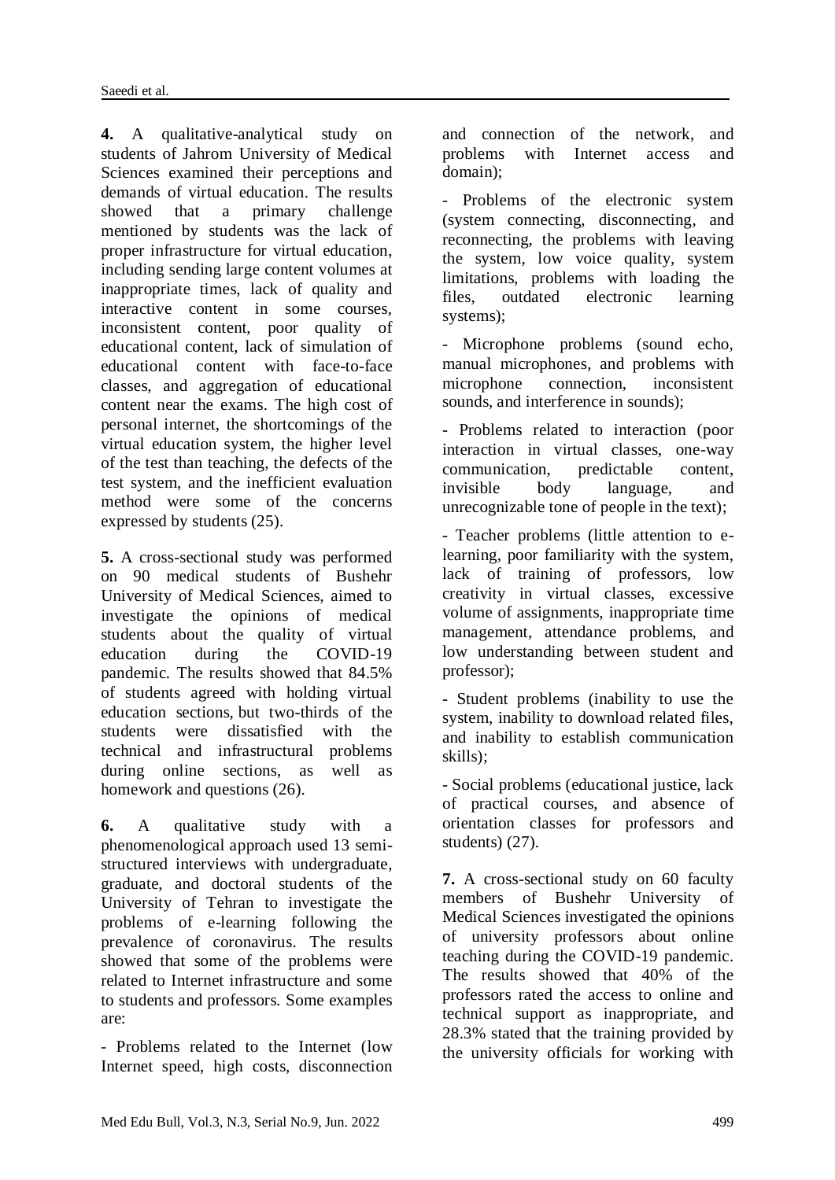**4.** A qualitative-analytical study on students of Jahrom University of Medical Sciences examined their perceptions and demands of virtual education. The results showed that a primary challenge mentioned by students was the lack of proper infrastructure for virtual education, including sending large content volumes at inappropriate times, lack of quality and interactive content in some courses, inconsistent content, poor quality of educational content, lack of simulation of educational content with face-to-face classes, and aggregation of educational content near the exams. The high cost of personal internet, the shortcomings of the virtual education system, the higher level of the test than teaching, the defects of the test system, and the inefficient evaluation method were some of the concerns expressed by students (25).

**5.** A cross-sectional study was performed on 90 medical students of Bushehr University of Medical Sciences, aimed to investigate the opinions of medical students about the quality of virtual education during the COVID-19 pandemic. The results showed that 84.5% of students agreed with holding virtual education sections, but two-thirds of the students were dissatisfied with the technical and infrastructural problems during online sections, as well as homework and questions (26).

**6.** A qualitative study with a phenomenological approach used 13 semi-structured interviews with undergraduate, graduate, and doctoral students of the University of Tehran to investigate the problems of e-learning following the prevalence of coronavirus. The results showed that some of the problems were related to Internet infrastructure and some to students and professors. Some examples are:

- Problems related to the Internet (low Internet speed, high costs, disconnection and connection of the network, and problems with Internet access and domain);

- Problems of the electronic system (system connecting, disconnecting, and reconnecting, the problems with leaving the system, low voice quality, system limitations, problems with loading the files, outdated electronic learning systems);

- Microphone problems (sound echo, manual microphones, and problems with microphone connection, inconsistent sounds, and interference in sounds);

- Problems related to interaction (poor interaction in virtual classes, one-way communication, predictable content, invisible body language, and unrecognizable tone of people in the text);

- Teacher problems (little attention to e-learning, poor familiarity with the system, lack of training of professors, low creativity in virtual classes, excessive volume of assignments, inappropriate time management, attendance problems, and low understanding between student and professor);

- Student problems (inability to use the system, inability to download related files, and inability to establish communication skills);

- Social problems (educational justice, lack of practical courses, and absence of orientation classes for professors and students) (27).

**7.** A cross-sectional study on 60 faculty members of Bushehr University of Medical Sciences investigated the opinions of university professors about online teaching during the COVID-19 pandemic. The results showed that 40% of the professors rated the access to online and technical support as inappropriate, and 28.3% stated that the training provided by the university officials for working with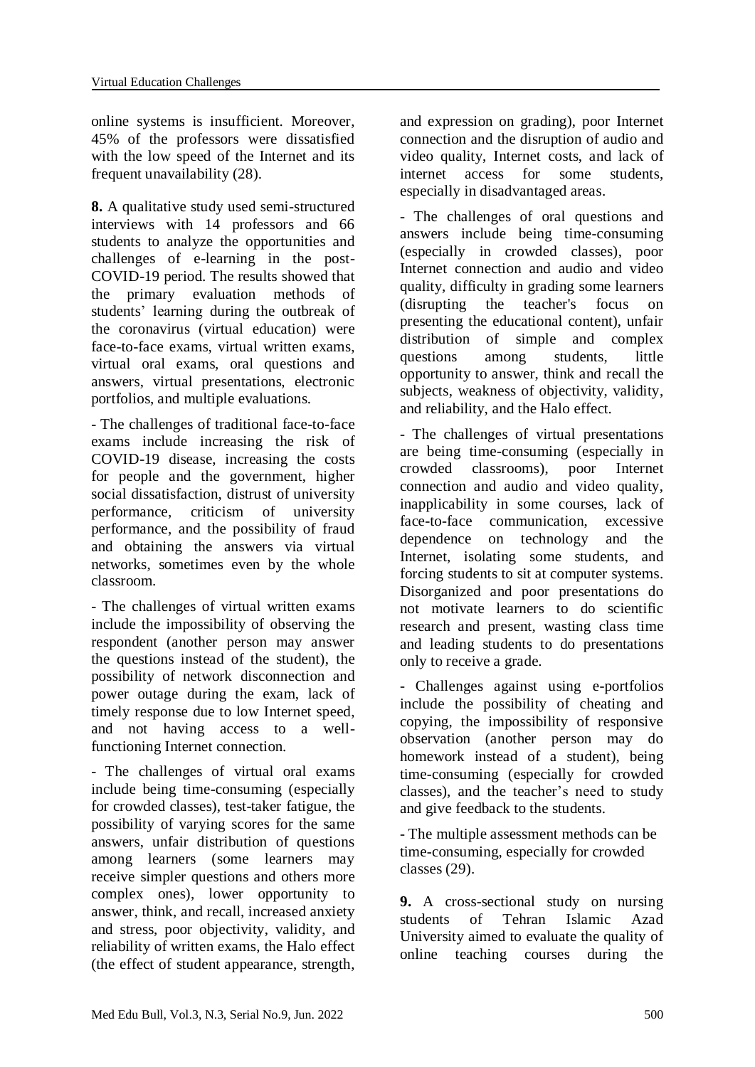online systems is insufficient. Moreover, 45% of the professors were dissatisfied with the low speed of the Internet and its frequent unavailability (28).

**8.** A qualitative study used semi-structured interviews with 14 professors and 66 students to analyze the opportunities and challenges of e-learning in the post-COVID-19 period. The results showed that the primary evaluation methods of students' learning during the outbreak of the coronavirus (virtual education) were face-to-face exams, virtual written exams, virtual oral exams, oral questions and answers, virtual presentations, electronic portfolios, and multiple evaluations.

- The challenges of traditional face-to-face exams include increasing the risk of COVID-19 disease, increasing the costs for people and the government, higher social dissatisfaction, distrust of university performance, criticism of university performance, and the possibility of fraud and obtaining the answers via virtual networks, sometimes even by the whole classroom.

- The challenges of virtual written exams include the impossibility of observing the respondent (another person may answer the questions instead of the student), the possibility of network disconnection and power outage during the exam, lack of timely response due to low Internet speed, and not having access to a well-functioning Internet connection.

- The challenges of virtual oral exams include being time-consuming (especially for crowded classes), test-taker fatigue, the possibility of varying scores for the same answers, unfair distribution of questions among learners (some learners may receive simpler questions and others more complex ones), lower opportunity to answer, think, and recall, increased anxiety and stress, poor objectivity, validity, and reliability of written exams, the Halo effect (the effect of student appearance, strength, and expression on grading), poor Internet connection and the disruption of audio and video quality, Internet costs, and lack of internet access for some students, especially in disadvantaged areas.

- The challenges of oral questions and answers include being time-consuming (especially in crowded classes), poor Internet connection and audio and video quality, difficulty in grading some learners (disrupting the teacher's focus on presenting the educational content), unfair distribution of simple and complex questions among students, little opportunity to answer, think and recall the subjects, weakness of objectivity, validity, and reliability, and the Halo effect.

- The challenges of virtual presentations are being time-consuming (especially in crowded classrooms), poor Internet connection and audio and video quality, inapplicability in some courses, lack of face-to-face communication, excessive dependence on technology and the Internet, isolating some students, and forcing students to sit at computer systems. Disorganized and poor presentations do not motivate learners to do scientific research and present, wasting class time and leading students to do presentations only to receive a grade.

- Challenges against using e-portfolios include the possibility of cheating and copying, the impossibility of responsive observation (another person may do homework instead of a student), being time-consuming (especially for crowded classes), and the teacher's need to study and give feedback to the students.

- The multiple assessment methods can be time-consuming, especially for crowded classes (29).

**9.** A cross-sectional study on nursing students of Tehran Islamic Azad University aimed to evaluate the quality of online teaching courses during the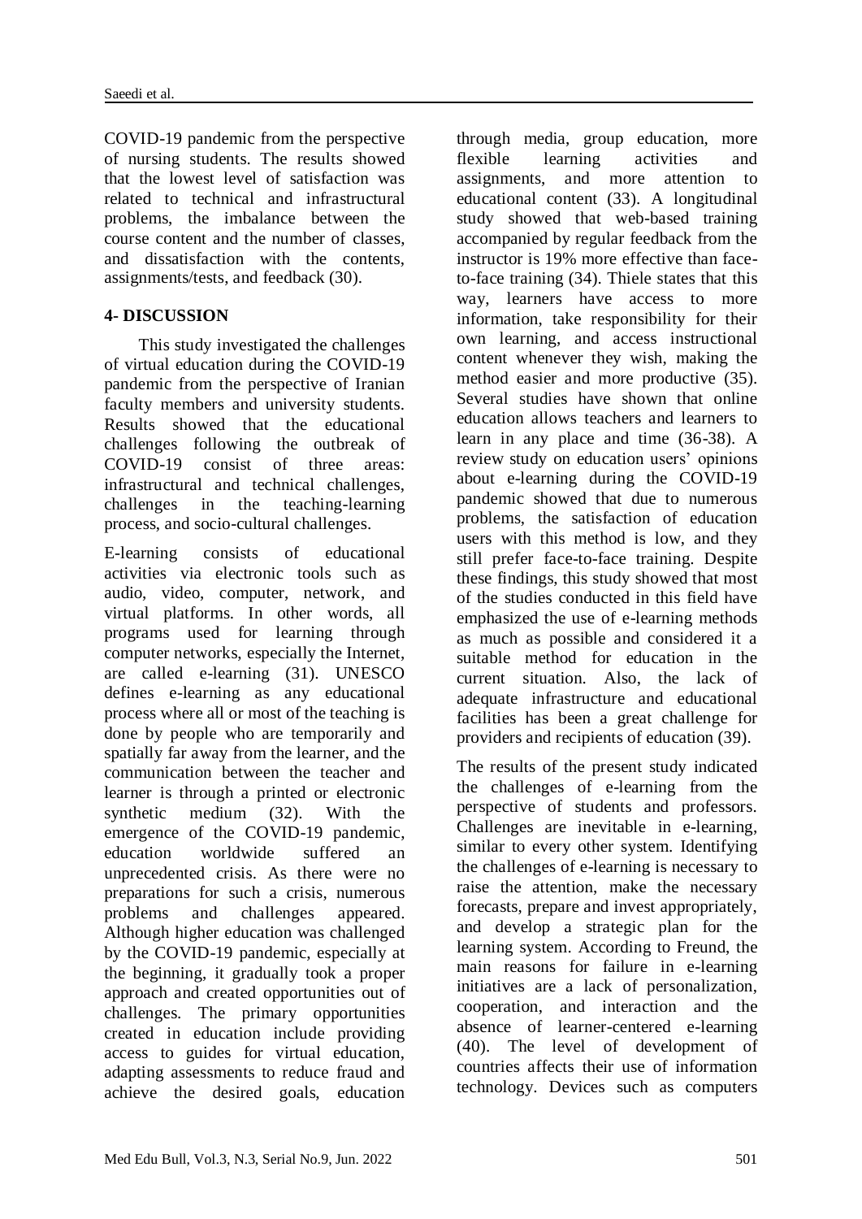COVID-19 pandemic from the perspective of nursing students. The results showed that the lowest level of satisfaction was related to technical and infrastructural problems, the imbalance between the course content and the number of classes, and dissatisfaction with the contents, assignments/tests, and feedback (30).

## 4- DISCUSSION

This study investigated the challenges of virtual education during the COVID-19 pandemic from the perspective of Iranian faculty members and university students. Results showed that the educational challenges following the outbreak of COVID-19 consist of three areas: infrastructural and technical challenges, challenges in the teaching-learning process, and socio-cultural challenges.

E-learning consists of educational activities via electronic tools such as audio, video, computer, network, and virtual platforms. In other words, all programs used for learning through computer networks, especially the Internet, are called e-learning (31). UNESCO defines e-learning as any educational process where all or most of the teaching is done by people who are temporarily and spatially far away from the learner, and the communication between the teacher and learner is through a printed or electronic synthetic medium (32). With the emergence of the COVID-19 pandemic, education worldwide suffered an unprecedented crisis. As there were no preparations for such a crisis, numerous problems and challenges appeared. Although higher education was challenged by the COVID-19 pandemic, especially at the beginning, it gradually took a proper approach and created opportunities out of challenges. The primary opportunities created in education include providing access to guides for virtual education, adapting assessments to reduce fraud and achieve the desired goals, education through media, group education, more flexible learning activities and assignments, and more attention to educational content (33). A longitudinal study showed that web-based training accompanied by regular feedback from the instructor is 19% more effective than face-to-face training (34). Thiele states that this way, learners have access to more information, take responsibility for their own learning, and access instructional content whenever they wish, making the method easier and more productive (35). Several studies have shown that online education allows teachers and learners to learn in any place and time (36-38). A review study on education users' opinions about e-learning during the COVID-19 pandemic showed that due to numerous problems, the satisfaction of education users with this method is low, and they still prefer face-to-face training. Despite these findings, this study showed that most of the studies conducted in this field have emphasized the use of e-learning methods as much as possible and considered it a suitable method for education in the current situation. Also, the lack of adequate infrastructure and educational facilities has been a great challenge for providers and recipients of education (39).

The results of the present study indicated the challenges of e-learning from the perspective of students and professors. Challenges are inevitable in e-learning, similar to every other system. Identifying the challenges of e-learning is necessary to raise the attention, make the necessary forecasts, prepare and invest appropriately, and develop a strategic plan for the learning system. According to Freund, the main reasons for failure in e-learning initiatives are a lack of personalization, cooperation, and interaction and the absence of learner-centered e-learning (40). The level of development of countries affects their use of information technology. Devices such as computers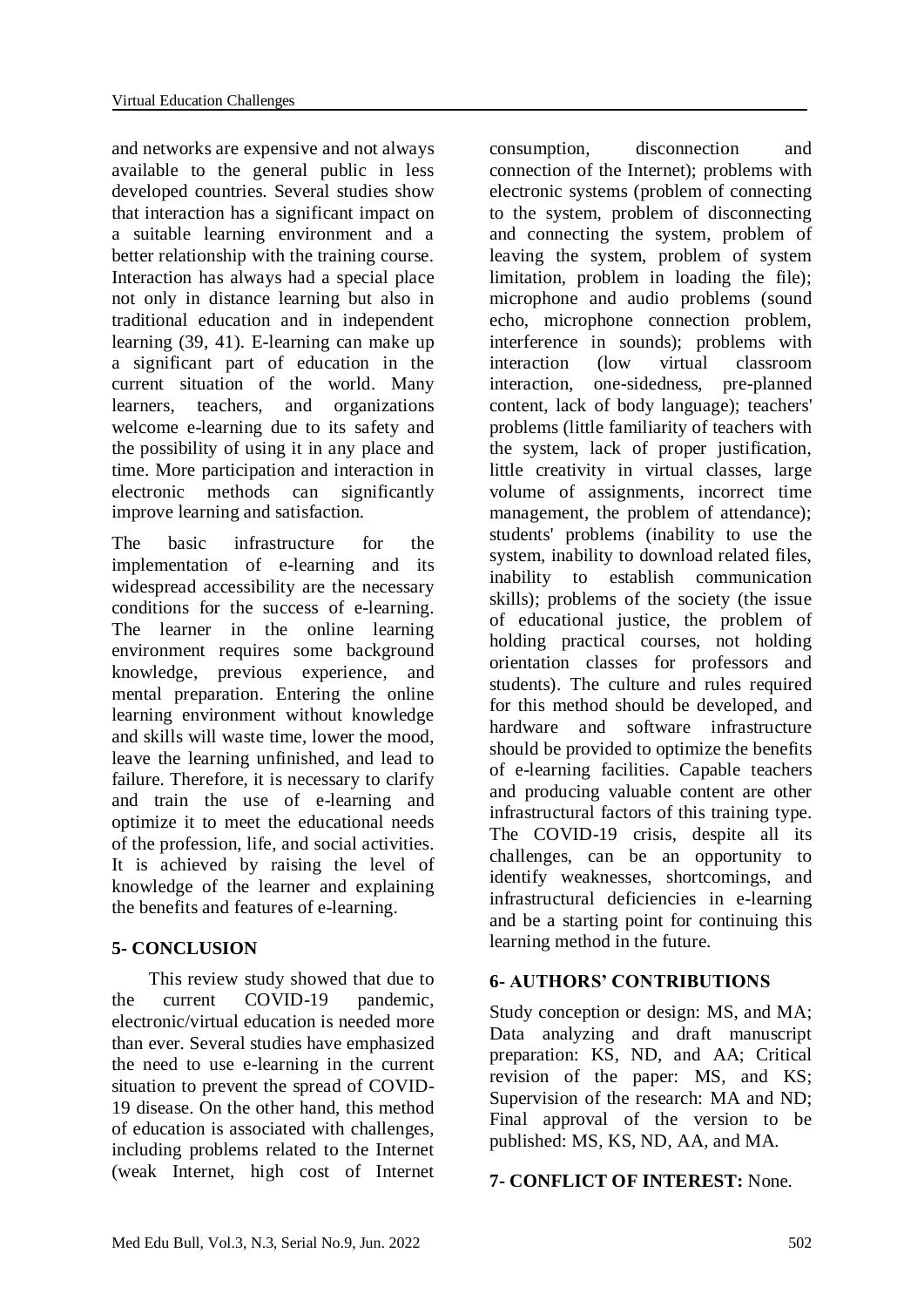and networks are expensive and not always available to the general public in less developed countries. Several studies show that interaction has a significant impact on a suitable learning environment and a better relationship with the training course. Interaction has always had a special place not only in distance learning but also in traditional education and in independent learning (39, 41). E-learning can make up a significant part of education in the current situation of the world. Many learners, teachers, and organizations welcome e-learning due to its safety and the possibility of using it in any place and time. More participation and interaction in electronic methods can significantly improve learning and satisfaction.

The basic infrastructure for the implementation of e-learning and its widespread accessibility are the necessary conditions for the success of e-learning. The learner in the online learning environment requires some background knowledge, previous experience, and mental preparation. Entering the online learning environment without knowledge and skills will waste time, lower the mood, leave the learning unfinished, and lead to failure. Therefore, it is necessary to clarify and train the use of e-learning and optimize it to meet the educational needs of the profession, life, and social activities. It is achieved by raising the level of knowledge of the learner and explaining the benefits and features of e-learning.

## 5- CONCLUSION

This review study showed that due to the current COVID-19 pandemic, electronic/virtual education is needed more than ever. Several studies have emphasized the need to use e-learning in the current situation to prevent the spread of COVID-19 disease. On the other hand, this method of education is associated with challenges, including problems related to the Internet (weak Internet, high cost of Internet consumption, disconnection and connection of the Internet); problems with electronic systems (problem of connecting to the system, problem of disconnecting and connecting the system, problem of leaving the system, problem of system limitation, problem in loading the file); microphone and audio problems (sound echo, microphone connection problem, interference in sounds); problems with interaction (low virtual classroom interaction, one-sidedness, pre-planned content, lack of body language); teachers' problems (little familiarity of teachers with the system, lack of proper justification, little creativity in virtual classes, large volume of assignments, incorrect time management, the problem of attendance); students' problems (inability to use the system, inability to download related files, inability to establish communication skills); problems of the society (the issue of educational justice, the problem of holding practical courses, not holding orientation classes for professors and students). The culture and rules required for this method should be developed, and hardware and software infrastructure should be provided to optimize the benefits of e-learning facilities. Capable teachers and producing valuable content are other infrastructural factors of this training type. The COVID-19 crisis, despite all its challenges, can be an opportunity to identify weaknesses, shortcomings, and infrastructural deficiencies in e-learning and be a starting point for continuing this learning method in the future.

## 6- AUTHORS' CONTRIBUTIONS

Study conception or design: MS, and MA; Data analyzing and draft manuscript preparation: KS, ND, and AA; Critical revision of the paper: MS, and KS; Supervision of the research: MA and ND; Final approval of the version to be published: MS, KS, ND, AA, and MA.

## 7- CONFLICT OF INTEREST: None.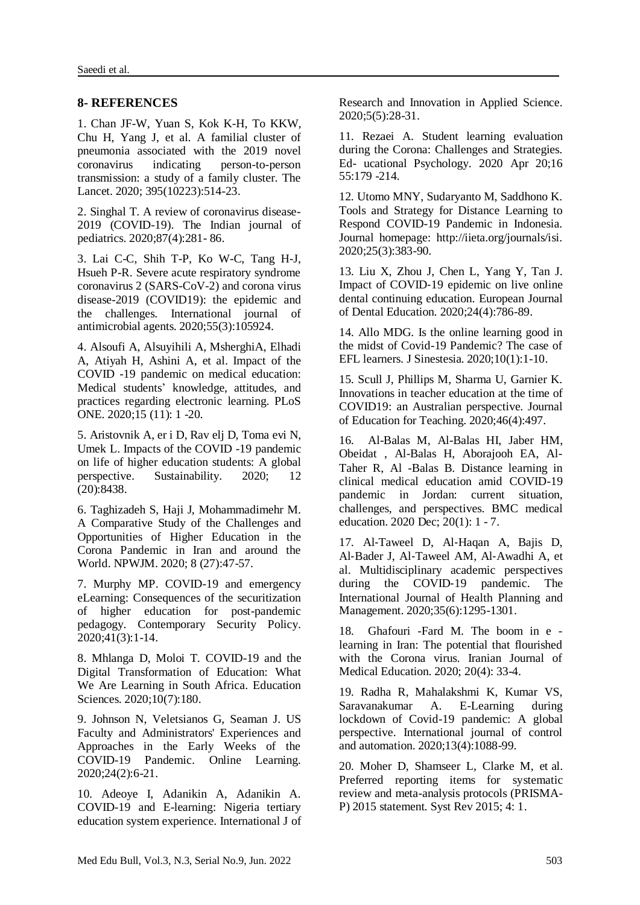## 8- REFERENCES

1. Chan JF-W, Yuan S, Kok K-H, To KKW, Chu H, Yang J, et al. A familial cluster of pneumonia associated with the 2019 novel coronavirus indicating person-to-person transmission: a study of a family cluster. The Lancet. 2020; 395(10223):514-23.

2. Singhal T. A review of coronavirus disease-2019 (COVID-19). The Indian journal of pediatrics. 2020;87(4):281- 86.

3. Lai C-C, Shih T-P, Ko W-C, Tang H-J, Hsueh P-R. Severe acute respiratory syndrome coronavirus 2 (SARS-CoV-2) and corona virus disease-2019 (COVID19): the epidemic and the challenges. International journal of antimicrobial agents. 2020;55(3):105924.

4. Alsoufi A, Alsuyihili A, MsherghiA, Elhadi A, Atiyah H, Ashini A, et al. Impact of the COVID -19 pandemic on medical education: Medical students' knowledge, attitudes, and practices regarding electronic learning. PLoS ONE. 2020;15 (11): 1 -20.

5. Aristovnik A, er i D, Rav elj D, Toma evi N, Umek L. Impacts of the COVID -19 pandemic on life of higher education students: A global perspective. Sustainability. 2020; 12 (20):8438.

6. Taghizadeh S, Haji J, Mohammadimehr M. A Comparative Study of the Challenges and Opportunities of Higher Education in the Corona Pandemic in Iran and around the World. NPWJM. 2020; 8 (27):47-57.

7. Murphy MP. COVID-19 and emergency eLearning: Consequences of the securitization of higher education for post-pandemic pedagogy. Contemporary Security Policy. 2020;41(3):1-14.

8. Mhlanga D, Moloi T. COVID-19 and the Digital Transformation of Education: What We Are Learning in South Africa. Education Sciences. 2020;10(7):180.

9. Johnson N, Veletsianos G, Seaman J. US Faculty and Administrators' Experiences and Approaches in the Early Weeks of the COVID-19 Pandemic. Online Learning. 2020;24(2):6-21.

10. Adeoye I, Adanikin A, Adanikin A. COVID-19 and E-learning: Nigeria tertiary education system experience. International J of Research and Innovation in Applied Science. 2020;5(5):28-31.

11. Rezaei A. Student learning evaluation during the Corona: Challenges and Strategies. Ed- ucational Psychology. 2020 Apr 20;16 55:179 -214.

12. Utomo MNY, Sudaryanto M, Saddhono K. Tools and Strategy for Distance Learning to Respond COVID-19 Pandemic in Indonesia. Journal homepage: http://iieta.org/journals/isi. 2020;25(3):383-90.

13. Liu X, Zhou J, Chen L, Yang Y, Tan J. Impact of COVID‐19 epidemic on live online dental continuing education. European Journal of Dental Education. 2020;24(4):786-89.

14. Allo MDG. Is the online learning good in the midst of Covid-19 Pandemic? The case of EFL learners. J Sinestesia. 2020;10(1):1-10.

15. Scull J, Phillips M, Sharma U, Garnier K. Innovations in teacher education at the time of COVID19: an Australian perspective. Journal of Education for Teaching. 2020;46(4):497.

16. Al-Balas M, Al-Balas HI, Jaber HM, Obeidat , Al-Balas H, Aborajooh EA, Al-Taher R, Al -Balas B. Distance learning in clinical medical education amid COVID-19 pandemic in Jordan: current situation, challenges, and perspectives. BMC medical education. 2020 Dec; 20(1): 1 - 7.

17. Al‐Taweel D, Al‐Haqan A, Bajis D, Al‐Bader J, Al‐Taweel AM, Al‐Awadhi A, et al. Multidisciplinary academic perspectives during the COVID‐19 pandemic. The International Journal of Health Planning and Management. 2020;35(6):1295-1301.

18. Ghafouri -Fard M. The boom in e - learning in Iran: The potential that flourished with the Corona virus. Iranian Journal of Medical Education. 2020; 20(4): 33-4.

19. Radha R, Mahalakshmi K, Kumar VS, Saravanakumar A. E-Learning during lockdown of Covid-19 pandemic: A global perspective. International journal of control and automation. 2020;13(4):1088-99.

20. Moher D, Shamseer L, Clarke M, et al. Preferred reporting items for systematic review and meta-analysis protocols (PRISMA-P) 2015 statement. Syst Rev 2015; 4: 1.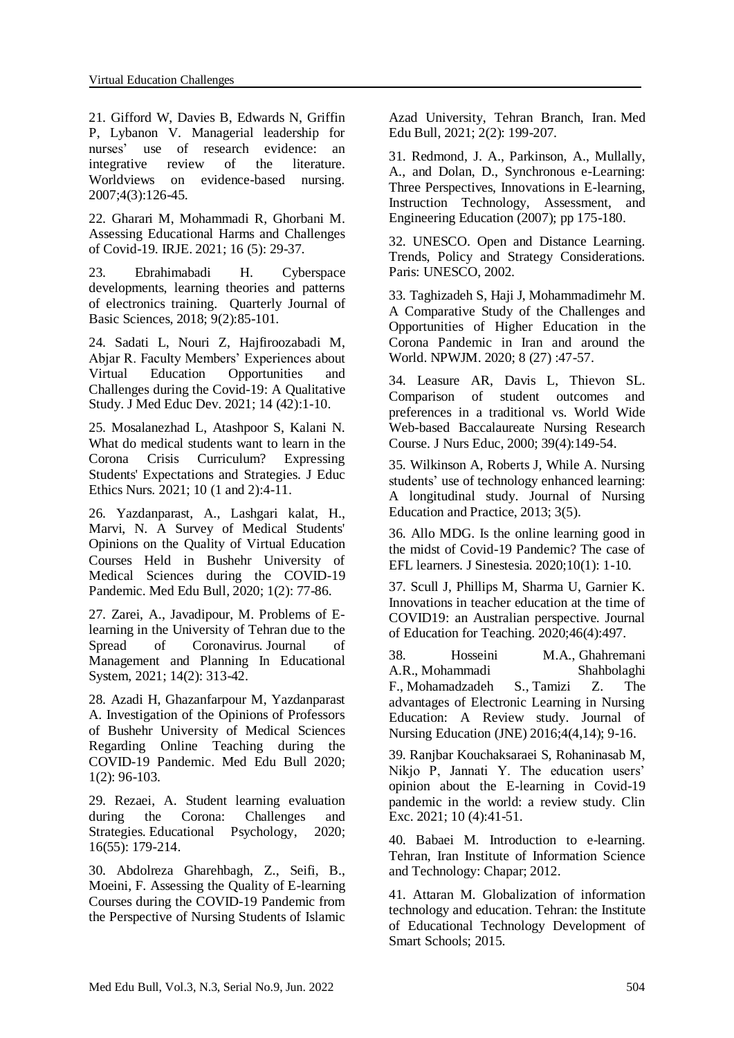21. Gifford W, Davies B, Edwards N, Griffin P, Lybanon V. Managerial leadership for nurses' use of research evidence: an integrative review of the literature. Worldviews on evidence-based nursing. 2007;4(3):126-45.

22. Gharari M, Mohammadi R, Ghorbani M. Assessing Educational Harms and Challenges of Covid-19. IRJE. 2021; 16 (5): 29-37.

23. Ebrahimabadi H. Cyberspace developments, learning theories and patterns of electronics training. Quarterly Journal of Basic Sciences, 2018; 9(2):85-101.

24. Sadati L, Nouri Z, Hajfiroozabadi M, Abjar R. Faculty Members' Experiences about Virtual Education Opportunities and Challenges during the Covid-19: A Qualitative Study. J Med Educ Dev. 2021; 14 (42):1-10.

25. Mosalanezhad L, Atashpoor S, Kalani N. What do medical students want to learn in the Corona Crisis Curriculum? Expressing Students' Expectations and Strategies. J Educ Ethics Nurs. 2021; 10 (1 and 2):4-11.

26. Yazdanparast, A., Lashgari kalat, H., Marvi, N. A Survey of Medical Students' Opinions on the Quality of Virtual Education Courses Held in Bushehr University of Medical Sciences during the COVID-19 Pandemic. Med Edu Bull, 2020; 1(2): 77-86.

27. Zarei, A., Javadipour, M. Problems of E-learning in the University of Tehran due to the Spread of Coronavirus. Journal of Management and Planning In Educational System, 2021; 14(2): 313-42.

28. Azadi H, Ghazanfarpour M, Yazdanparast A. Investigation of the Opinions of Professors of Bushehr University of Medical Sciences Regarding Online Teaching during the COVID-19 Pandemic. Med Edu Bull 2020; 1(2): 96-103.

29. Rezaei, A. Student learning evaluation during the Corona: Challenges and Strategies. Educational Psychology, 2020; 16(55): 179-214.

30. Abdolreza Gharehbagh, Z., Seifi, B., Moeini, F. Assessing the Quality of E-learning Courses during the COVID-19 Pandemic from the Perspective of Nursing Students of Islamic Azad University, Tehran Branch, Iran. Med Edu Bull, 2021; 2(2): 199-207.

31. Redmond, J. A., Parkinson, A., Mullally, A., and Dolan, D., Synchronous e-Learning: Three Perspectives, Innovations in E-learning, Instruction Technology, Assessment, and Engineering Education (2007); pp 175-180.

32. UNESCO. Open and Distance Learning. Trends, Policy and Strategy Considerations. Paris: UNESCO, 2002.

33. Taghizadeh S, Haji J, Mohammadimehr M. A Comparative Study of the Challenges and Opportunities of Higher Education in the Corona Pandemic in Iran and around the World. NPWJM. 2020; 8 (27) :47-57.

34. Leasure AR, Davis L, Thievon SL. Comparison of student outcomes and preferences in a traditional vs. World Wide Web-based Baccalaureate Nursing Research Course. J Nurs Educ, 2000; 39(4):149-54.

35. Wilkinson A, Roberts J, While A. Nursing students' use of technology enhanced learning: A longitudinal study. Journal of Nursing Education and Practice, 2013; 3(5).

36. Allo MDG. Is the online learning good in the midst of Covid-19 Pandemic? The case of EFL learners. J Sinestesia. 2020;10(1): 1-10.

37. Scull J, Phillips M, Sharma U, Garnier K. Innovations in teacher education at the time of COVID19: an Australian perspective. Journal of Education for Teaching. 2020;46(4):497.

38. Hosseini M.A., Ghahremani A.R., Mohammadi Shahbolaghi F., Mohamadzadeh S., Tamizi Z. The advantages of Electronic Learning in Nursing Education: A Review study. Journal of Nursing Education (JNE) 2016;4(4,14); 9-16.

39. Ranjbar Kouchaksaraei S, Rohaninasab M, Nikjo P, Jannati Y. The education users' opinion about the E-learning in Covid-19 pandemic in the world: a review study. Clin Exc. 2021; 10 (4):41-51.

40. Babaei M. Introduction to e-learning. Tehran, Iran Institute of Information Science and Technology: Chapar; 2012.

41. Attaran M. Globalization of information technology and education. Tehran: the Institute of Educational Technology Development of Smart Schools; 2015.